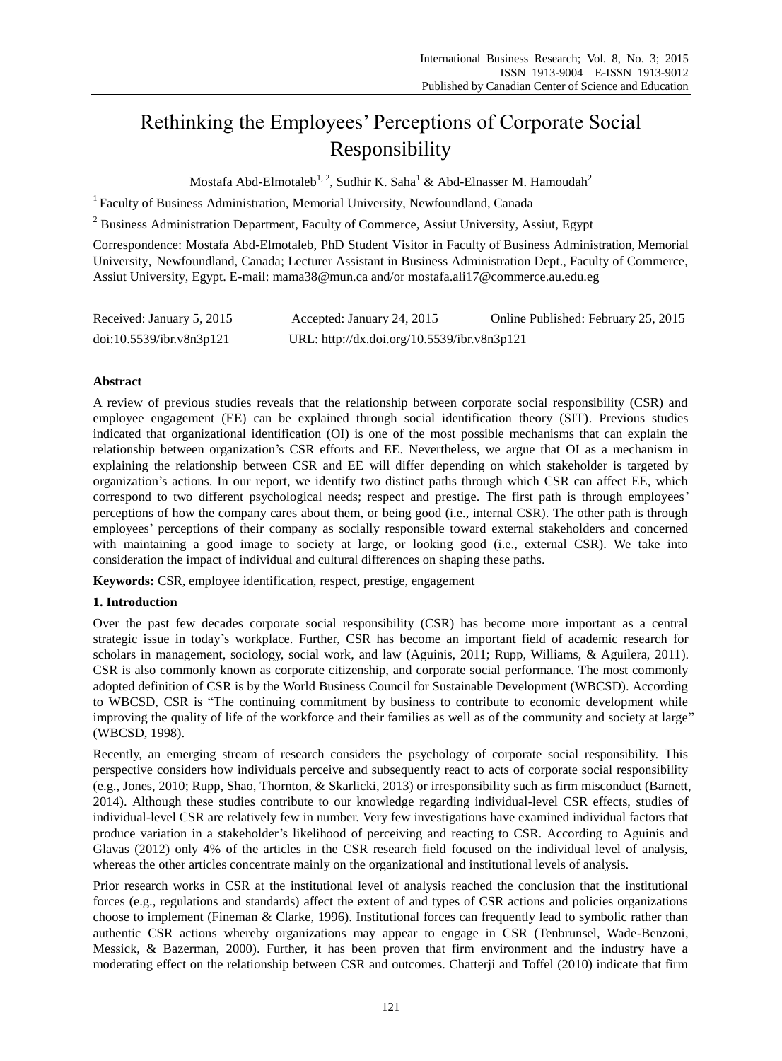# Rethinking the Employees' Perceptions of Corporate Social Responsibility

Mostafa Abd-Elmotaleb[1,2], Sudhir K. Saha[1] & Abd-Elnasser M. Hamoudah[2]

[1] Faculty of Business Administration, Memorial University, Newfoundland, Canada

[2] Business Administration Department, Faculty of Commerce, Assiut University, Assiut, Egypt

Correspondence: Mostafa Abd-Elmotaleb, PhD Student Visitor in Faculty of Business Administration, Memorial University, Newfoundland, Canada; Lecturer Assistant in Business Administration Dept., Faculty of Commerce, Assiut University, Egypt. E-mail: mama38@mun.ca and/or mostafa.ali17@commerce.au.edu.eg

| | | |
|---|---|---|
| Received: January 5, 2015 | Accepted: January 24, 2015 | Online Published: February 25, 2015 |
| doi:10.5539/ibr.v8n3p121 | URL: http://dx.doi.org/10.5539/ibr.v8n3p121 | |

**Abstract**

A review of previous studies reveals that the relationship between corporate social responsibility (CSR) and employee engagement (EE) can be explained through social identification theory (SIT). Previous studies indicated that organizational identification (OI) is one of the most possible mechanisms that can explain the relationship between organization's CSR efforts and EE. Nevertheless, we argue that OI as a mechanism in explaining the relationship between CSR and EE will differ depending on which stakeholder is targeted by organization's actions. In our report, we identify two distinct paths through which CSR can affect EE, which correspond to two different psychological needs; respect and prestige. The first path is through employees' perceptions of how the company cares about them, or being good (i.e., internal CSR). The other path is through employees' perceptions of their company as socially responsible toward external stakeholders and concerned with maintaining a good image to society at large, or looking good (i.e., external CSR). We take into consideration the impact of individual and cultural differences on shaping these paths.

**Keywords:** CSR, employee identification, respect, prestige, engagement

## 1. Introduction

Over the past few decades corporate social responsibility (CSR) has become more important as a central strategic issue in today's workplace. Further, CSR has become an important field of academic research for scholars in management, sociology, social work, and law (Aguinis, 2011; Rupp, Williams, & Aguilera, 2011). CSR is also commonly known as corporate citizenship, and corporate social performance. The most commonly adopted definition of CSR is by the World Business Council for Sustainable Development (WBCSD). According to WBCSD, CSR is "The continuing commitment by business to contribute to economic development while improving the quality of life of the workforce and their families as well as of the community and society at large" (WBCSD, 1998).

Recently, an emerging stream of research considers the psychology of corporate social responsibility. This perspective considers how individuals perceive and subsequently react to acts of corporate social responsibility (e.g., Jones, 2010; Rupp, Shao, Thornton, & Skarlicki, 2013) or irresponsibility such as firm misconduct (Barnett, 2014). Although these studies contribute to our knowledge regarding individual-level CSR effects, studies of individual-level CSR are relatively few in number. Very few investigations have examined individual factors that produce variation in a stakeholder's likelihood of perceiving and reacting to CSR. According to Aguinis and Glavas (2012) only 4% of the articles in the CSR research field focused on the individual level of analysis, whereas the other articles concentrate mainly on the organizational and institutional levels of analysis.

Prior research works in CSR at the institutional level of analysis reached the conclusion that the institutional forces (e.g., regulations and standards) affect the extent of and types of CSR actions and policies organizations choose to implement (Fineman & Clarke, 1996). Institutional forces can frequently lead to symbolic rather than authentic CSR actions whereby organizations may appear to engage in CSR (Tenbrunsel, Wade-Benzoni, Messick, & Bazerman, 2000). Further, it has been proven that firm environment and the industry have a moderating effect on the relationship between CSR and outcomes. Chatterji and Toffel (2010) indicate that firm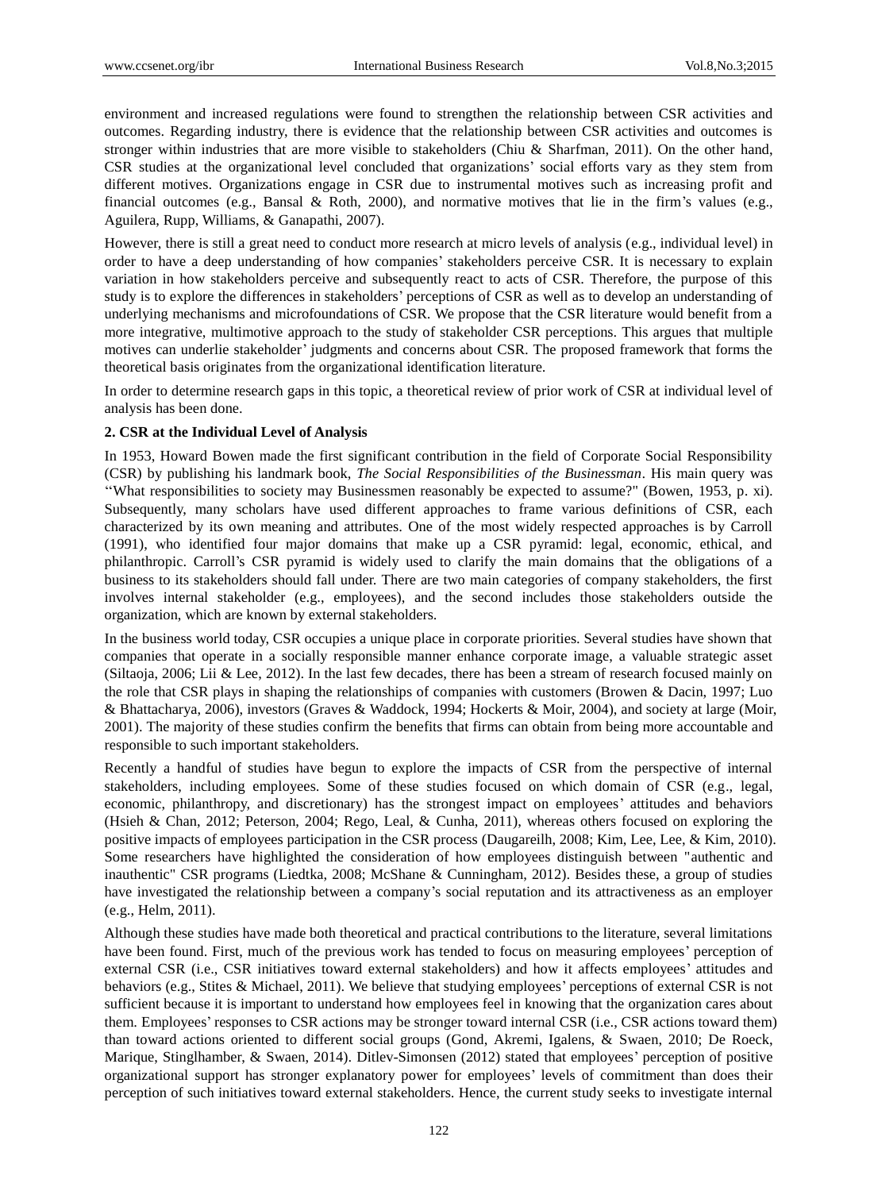environment and increased regulations were found to strengthen the relationship between CSR activities and outcomes. Regarding industry, there is evidence that the relationship between CSR activities and outcomes is stronger within industries that are more visible to stakeholders (Chiu & Sharfman, 2011). On the other hand, CSR studies at the organizational level concluded that organizations' social efforts vary as they stem from different motives. Organizations engage in CSR due to instrumental motives such as increasing profit and financial outcomes (e.g., Bansal & Roth, 2000), and normative motives that lie in the firm's values (e.g., Aguilera, Rupp, Williams, & Ganapathi, 2007).

However, there is still a great need to conduct more research at micro levels of analysis (e.g., individual level) in order to have a deep understanding of how companies' stakeholders perceive CSR. It is necessary to explain variation in how stakeholders perceive and subsequently react to acts of CSR. Therefore, the purpose of this study is to explore the differences in stakeholders' perceptions of CSR as well as to develop an understanding of underlying mechanisms and microfoundations of CSR. We propose that the CSR literature would benefit from a more integrative, multimotive approach to the study of stakeholder CSR perceptions. This argues that multiple motives can underlie stakeholder' judgments and concerns about CSR. The proposed framework that forms the theoretical basis originates from the organizational identification literature.

In order to determine research gaps in this topic, a theoretical review of prior work of CSR at individual level of analysis has been done.

## 2. CSR at the Individual Level of Analysis

In 1953, Howard Bowen made the first significant contribution in the field of Corporate Social Responsibility (CSR) by publishing his landmark book, *The Social Responsibilities of the Businessman*. His main query was "What responsibilities to society may Businessmen reasonably be expected to assume?" (Bowen, 1953, p. xi). Subsequently, many scholars have used different approaches to frame various definitions of CSR, each characterized by its own meaning and attributes. One of the most widely respected approaches is by Carroll (1991), who identified four major domains that make up a CSR pyramid: legal, economic, ethical, and philanthropic. Carroll's CSR pyramid is widely used to clarify the main domains that the obligations of a business to its stakeholders should fall under. There are two main categories of company stakeholders, the first involves internal stakeholder (e.g., employees), and the second includes those stakeholders outside the organization, which are known by external stakeholders.

In the business world today, CSR occupies a unique place in corporate priorities. Several studies have shown that companies that operate in a socially responsible manner enhance corporate image, a valuable strategic asset (Siltaoja, 2006; Lii & Lee, 2012). In the last few decades, there has been a stream of research focused mainly on the role that CSR plays in shaping the relationships of companies with customers (Browen & Dacin, 1997; Luo & Bhattacharya, 2006), investors (Graves & Waddock, 1994; Hockerts & Moir, 2004), and society at large (Moir, 2001). The majority of these studies confirm the benefits that firms can obtain from being more accountable and responsible to such important stakeholders.

Recently a handful of studies have begun to explore the impacts of CSR from the perspective of internal stakeholders, including employees. Some of these studies focused on which domain of CSR (e.g., legal, economic, philanthropy, and discretionary) has the strongest impact on employees' attitudes and behaviors (Hsieh & Chan, 2012; Peterson, 2004; Rego, Leal, & Cunha, 2011), whereas others focused on exploring the positive impacts of employees participation in the CSR process (Daugareilh, 2008; Kim, Lee, Lee, & Kim, 2010). Some researchers have highlighted the consideration of how employees distinguish between "authentic and inauthentic" CSR programs (Liedtka, 2008; McShane & Cunningham, 2012). Besides these, a group of studies have investigated the relationship between a company's social reputation and its attractiveness as an employer (e.g., Helm, 2011).

Although these studies have made both theoretical and practical contributions to the literature, several limitations have been found. First, much of the previous work has tended to focus on measuring employees' perception of external CSR (i.e., CSR initiatives toward external stakeholders) and how it affects employees' attitudes and behaviors (e.g., Stites & Michael, 2011). We believe that studying employees' perceptions of external CSR is not sufficient because it is important to understand how employees feel in knowing that the organization cares about them. Employees' responses to CSR actions may be stronger toward internal CSR (i.e., CSR actions toward them) than toward actions oriented to different social groups (Gond, Akremi, Igalens, & Swaen, 2010; De Roeck, Marique, Stinglhamber, & Swaen, 2014). Ditlev-Simonsen (2012) stated that employees' perception of positive organizational support has stronger explanatory power for employees' levels of commitment than does their perception of such initiatives toward external stakeholders. Hence, the current study seeks to investigate internal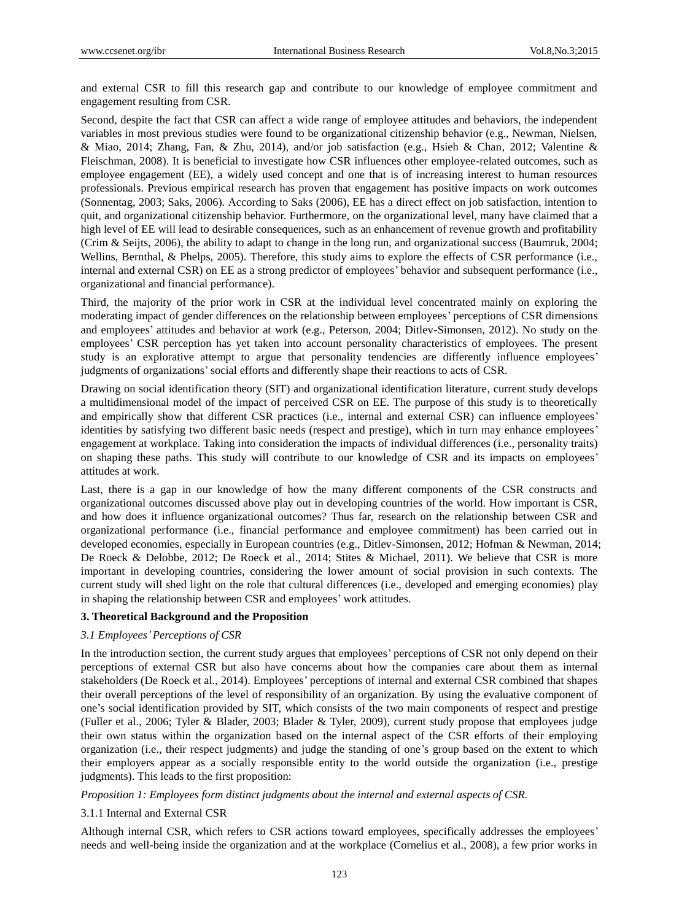and external CSR to fill this research gap and contribute to our knowledge of employee commitment and engagement resulting from CSR.

Second, despite the fact that CSR can affect a wide range of employee attitudes and behaviors, the independent variables in most previous studies were found to be organizational citizenship behavior (e.g., Newman, Nielsen, & Miao, 2014; Zhang, Fan, & Zhu, 2014), and/or job satisfaction (e.g., Hsieh & Chan, 2012; Valentine & Fleischman, 2008). It is beneficial to investigate how CSR influences other employee-related outcomes, such as employee engagement (EE), a widely used concept and one that is of increasing interest to human resources professionals. Previous empirical research has proven that engagement has positive impacts on work outcomes (Sonnentag, 2003; Saks, 2006). According to Saks (2006), EE has a direct effect on job satisfaction, intention to quit, and organizational citizenship behavior. Furthermore, on the organizational level, many have claimed that a high level of EE will lead to desirable consequences, such as an enhancement of revenue growth and profitability (Crim & Seijts, 2006), the ability to adapt to change in the long run, and organizational success (Baumruk, 2004; Wellins, Bernthal, & Phelps, 2005). Therefore, this study aims to explore the effects of CSR performance (i.e., internal and external CSR) on EE as a strong predictor of employees' behavior and subsequent performance (i.e., organizational and financial performance).

Third, the majority of the prior work in CSR at the individual level concentrated mainly on exploring the moderating impact of gender differences on the relationship between employees' perceptions of CSR dimensions and employees' attitudes and behavior at work (e.g., Peterson, 2004; Ditlev-Simonsen, 2012). No study on the employees' CSR perception has yet taken into account personality characteristics of employees. The present study is an explorative attempt to argue that personality tendencies are differently influence employees' judgments of organizations' social efforts and differently shape their reactions to acts of CSR.

Drawing on social identification theory (SIT) and organizational identification literature, current study develops a multidimensional model of the impact of perceived CSR on EE. The purpose of this study is to theoretically and empirically show that different CSR practices (i.e., internal and external CSR) can influence employees' identities by satisfying two different basic needs (respect and prestige), which in turn may enhance employees' engagement at workplace. Taking into consideration the impacts of individual differences (i.e., personality traits) on shaping these paths. This study will contribute to our knowledge of CSR and its impacts on employees' attitudes at work.

Last, there is a gap in our knowledge of how the many different components of the CSR constructs and organizational outcomes discussed above play out in developing countries of the world. How important is CSR, and how does it influence organizational outcomes? Thus far, research on the relationship between CSR and organizational performance (i.e., financial performance and employee commitment) has been carried out in developed economies, especially in European countries (e.g., Ditlev-Simonsen, 2012; Hofman & Newman, 2014; De Roeck & Delobbe, 2012; De Roeck et al., 2014; Stites & Michael, 2011). We believe that CSR is more important in developing countries, considering the lower amount of social provision in such contexts. The current study will shed light on the role that cultural differences (i.e., developed and emerging economies) play in shaping the relationship between CSR and employees' work attitudes.

## 3. Theoretical Background and the Proposition

### *3.1 Employees' Perceptions of CSR*

In the introduction section, the current study argues that employees' perceptions of CSR not only depend on their perceptions of external CSR but also have concerns about how the companies care about them as internal stakeholders (De Roeck et al., 2014). Employees' perceptions of internal and external CSR combined that shapes their overall perceptions of the level of responsibility of an organization. By using the evaluative component of one's social identification provided by SIT, which consists of the two main components of respect and prestige (Fuller et al., 2006; Tyler & Blader, 2003; Blader & Tyler, 2009), current study propose that employees judge their own status within the organization based on the internal aspect of the CSR efforts of their employing organization (i.e., their respect judgments) and judge the standing of one's group based on the extent to which their employers appear as a socially responsible entity to the world outside the organization (i.e., prestige judgments). This leads to the first proposition:

*Proposition 1: Employees form distinct judgments about the internal and external aspects of CSR.*

#### 3.1.1 Internal and External CSR

Although internal CSR, which refers to CSR actions toward employees, specifically addresses the employees' needs and well-being inside the organization and at the workplace (Cornelius et al., 2008), a few prior works in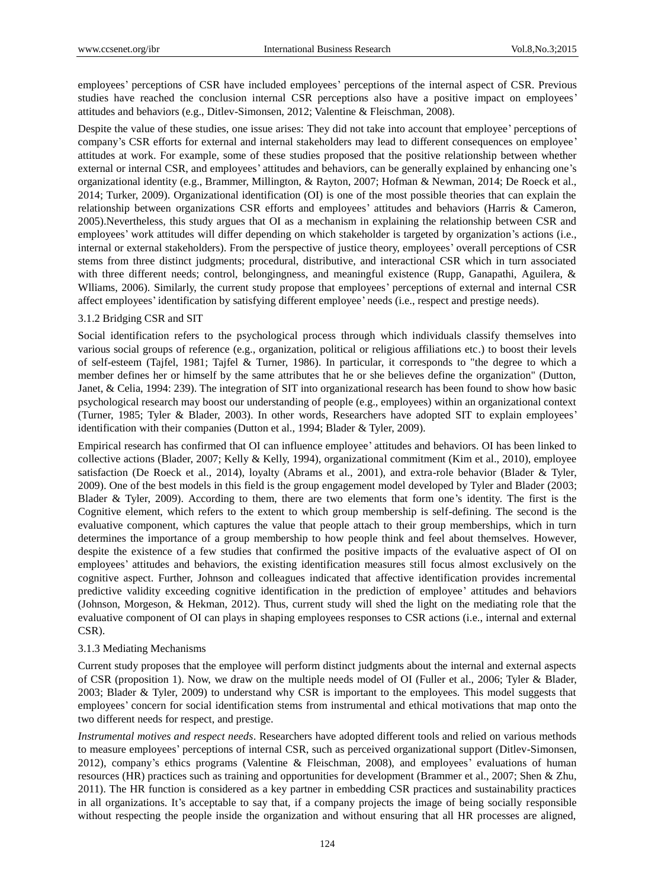employees' perceptions of CSR have included employees' perceptions of the internal aspect of CSR. Previous studies have reached the conclusion internal CSR perceptions also have a positive impact on employees' attitudes and behaviors (e.g., Ditlev-Simonsen, 2012; Valentine & Fleischman, 2008).

Despite the value of these studies, one issue arises: They did not take into account that employee' perceptions of company's CSR efforts for external and internal stakeholders may lead to different consequences on employee' attitudes at work. For example, some of these studies proposed that the positive relationship between whether external or internal CSR, and employees' attitudes and behaviors, can be generally explained by enhancing one's organizational identity (e.g., Brammer, Millington, & Rayton, 2007; Hofman & Newman, 2014; De Roeck et al., 2014; Turker, 2009). Organizational identification (OI) is one of the most possible theories that can explain the relationship between organizations CSR efforts and employees' attitudes and behaviors (Harris & Cameron, 2005).Nevertheless, this study argues that OI as a mechanism in explaining the relationship between CSR and employees' work attitudes will differ depending on which stakeholder is targeted by organization's actions (i.e., internal or external stakeholders). From the perspective of justice theory, employees' overall perceptions of CSR stems from three distinct judgments; procedural, distributive, and interactional CSR which in turn associated with three different needs; control, belongingness, and meaningful existence (Rupp, Ganapathi, Aguilera, & Wlliams, 2006). Similarly, the current study propose that employees' perceptions of external and internal CSR affect employees' identification by satisfying different employee' needs (i.e., respect and prestige needs).

### 3.1.2 Bridging CSR and SIT

Social identification refers to the psychological process through which individuals classify themselves into various social groups of reference (e.g., organization, political or religious affiliations etc.) to boost their levels of self-esteem (Tajfel, 1981; Tajfel & Turner, 1986). In particular, it corresponds to "the degree to which a member defines her or himself by the same attributes that he or she believes define the organization" (Dutton, Janet, & Celia, 1994: 239). The integration of SIT into organizational research has been found to show how basic psychological research may boost our understanding of people (e.g., employees) within an organizational context (Turner, 1985; Tyler & Blader, 2003). In other words, Researchers have adopted SIT to explain employees' identification with their companies (Dutton et al., 1994; Blader & Tyler, 2009).

Empirical research has confirmed that OI can influence employee' attitudes and behaviors. OI has been linked to collective actions (Blader, 2007; Kelly & Kelly, 1994), organizational commitment (Kim et al., 2010), employee satisfaction (De Roeck et al., 2014), loyalty (Abrams et al., 2001), and extra-role behavior (Blader & Tyler, 2009). One of the best models in this field is the group engagement model developed by Tyler and Blader (2003; Blader & Tyler, 2009). According to them, there are two elements that form one's identity. The first is the Cognitive element, which refers to the extent to which group membership is self-defining. The second is the evaluative component, which captures the value that people attach to their group memberships, which in turn determines the importance of a group membership to how people think and feel about themselves. However, despite the existence of a few studies that confirmed the positive impacts of the evaluative aspect of OI on employees' attitudes and behaviors, the existing identification measures still focus almost exclusively on the cognitive aspect. Further, Johnson and colleagues indicated that affective identification provides incremental predictive validity exceeding cognitive identification in the prediction of employee' attitudes and behaviors (Johnson, Morgeson, & Hekman, 2012). Thus, current study will shed the light on the mediating role that the evaluative component of OI can plays in shaping employees responses to CSR actions (i.e., internal and external CSR).

### 3.1.3 Mediating Mechanisms

Current study proposes that the employee will perform distinct judgments about the internal and external aspects of CSR (proposition 1). Now, we draw on the multiple needs model of OI (Fuller et al., 2006; Tyler & Blader, 2003; Blader & Tyler, 2009) to understand why CSR is important to the employees. This model suggests that employees' concern for social identification stems from instrumental and ethical motivations that map onto the two different needs for respect, and prestige.

*Instrumental motives and respect needs*. Researchers have adopted different tools and relied on various methods to measure employees' perceptions of internal CSR, such as perceived organizational support (Ditlev-Simonsen, 2012), company's ethics programs (Valentine & Fleischman, 2008), and employees' evaluations of human resources (HR) practices such as training and opportunities for development (Brammer et al., 2007; Shen & Zhu, 2011). The HR function is considered as a key partner in embedding CSR practices and sustainability practices in all organizations. It's acceptable to say that, if a company projects the image of being socially responsible without respecting the people inside the organization and without ensuring that all HR processes are aligned,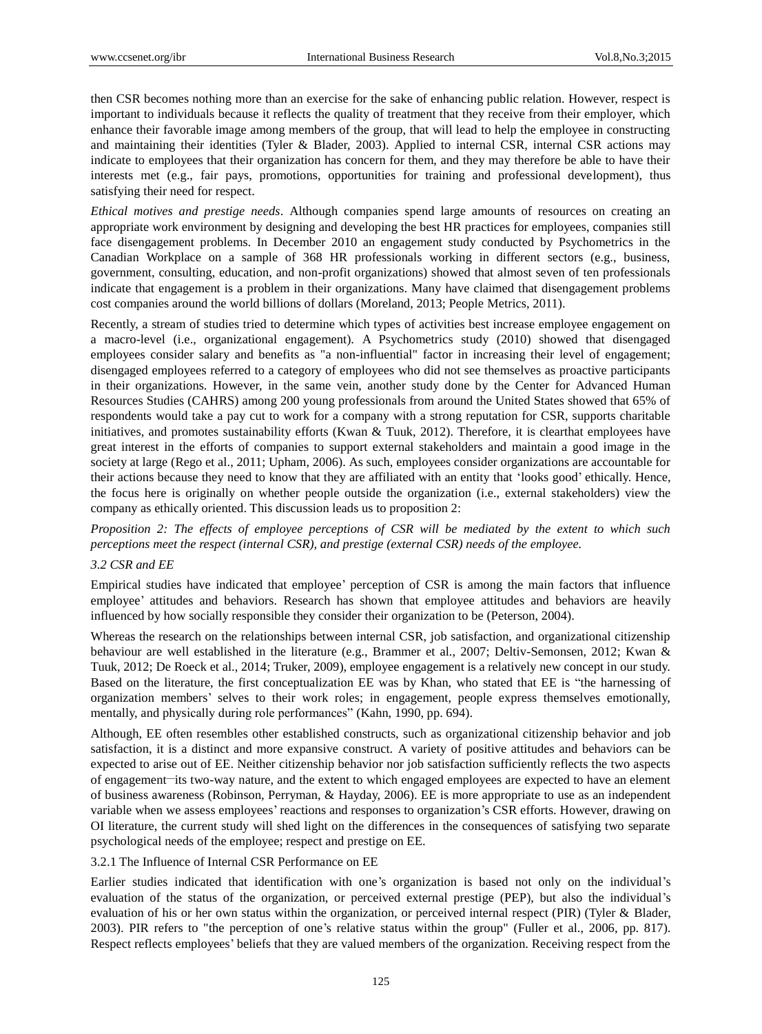then CSR becomes nothing more than an exercise for the sake of enhancing public relation. However, respect is important to individuals because it reflects the quality of treatment that they receive from their employer, which enhance their favorable image among members of the group, that will lead to help the employee in constructing and maintaining their identities (Tyler & Blader, 2003). Applied to internal CSR, internal CSR actions may indicate to employees that their organization has concern for them, and they may therefore be able to have their interests met (e.g., fair pays, promotions, opportunities for training and professional development), thus satisfying their need for respect.

*Ethical motives and prestige needs*. Although companies spend large amounts of resources on creating an appropriate work environment by designing and developing the best HR practices for employees, companies still face disengagement problems. In December 2010 an engagement study conducted by Psychometrics in the Canadian Workplace on a sample of 368 HR professionals working in different sectors (e.g., business, government, consulting, education, and non-profit organizations) showed that almost seven of ten professionals indicate that engagement is a problem in their organizations. Many have claimed that disengagement problems cost companies around the world billions of dollars (Moreland, 2013; People Metrics, 2011).

Recently, a stream of studies tried to determine which types of activities best increase employee engagement on a macro-level (i.e., organizational engagement). A Psychometrics study (2010) showed that disengaged employees consider salary and benefits as "a non-influential" factor in increasing their level of engagement; disengaged employees referred to a category of employees who did not see themselves as proactive participants in their organizations. However, in the same vein, another study done by the Center for Advanced Human Resources Studies (CAHRS) among 200 young professionals from around the United States showed that 65% of respondents would take a pay cut to work for a company with a strong reputation for CSR, supports charitable initiatives, and promotes sustainability efforts (Kwan & Tuuk, 2012). Therefore, it is clearthat employees have great interest in the efforts of companies to support external stakeholders and maintain a good image in the society at large (Rego et al., 2011; Upham, 2006). As such, employees consider organizations are accountable for their actions because they need to know that they are affiliated with an entity that 'looks good' ethically. Hence, the focus here is originally on whether people outside the organization (i.e., external stakeholders) view the company as ethically oriented. This discussion leads us to proposition 2:

*Proposition 2: The effects of employee perceptions of CSR will be mediated by the extent to which such perceptions meet the respect (internal CSR), and prestige (external CSR) needs of the employee.*

### *3.2 CSR and EE*

Empirical studies have indicated that employee' perception of CSR is among the main factors that influence employee' attitudes and behaviors. Research has shown that employee attitudes and behaviors are heavily influenced by how socially responsible they consider their organization to be (Peterson, 2004).

Whereas the research on the relationships between internal CSR, job satisfaction, and organizational citizenship behaviour are well established in the literature (e.g., Brammer et al., 2007; Deltiv-Semonsen, 2012; Kwan & Tuuk, 2012; De Roeck et al., 2014; Truker, 2009), employee engagement is a relatively new concept in our study. Based on the literature, the first conceptualization EE was by Khan, who stated that EE is "the harnessing of organization members' selves to their work roles; in engagement, people express themselves emotionally, mentally, and physically during role performances" (Kahn, 1990, pp. 694).

Although, EE often resembles other established constructs, such as organizational citizenship behavior and job satisfaction, it is a distinct and more expansive construct. A variety of positive attitudes and behaviors can be expected to arise out of EE. Neither citizenship behavior nor job satisfaction sufficiently reflects the two aspects of engagement—its two-way nature, and the extent to which engaged employees are expected to have an element of business awareness (Robinson, Perryman, & Hayday, 2006). EE is more appropriate to use as an independent variable when we assess employees' reactions and responses to organization's CSR efforts. However, drawing on OI literature, the current study will shed light on the differences in the consequences of satisfying two separate psychological needs of the employee; respect and prestige on EE.

#### 3.2.1 The Influence of Internal CSR Performance on EE

Earlier studies indicated that identification with one's organization is based not only on the individual's evaluation of the status of the organization, or perceived external prestige (PEP), but also the individual's evaluation of his or her own status within the organization, or perceived internal respect (PIR) (Tyler & Blader, 2003). PIR refers to "the perception of one's relative status within the group" (Fuller et al., 2006, pp. 817). Respect reflects employees' beliefs that they are valued members of the organization. Receiving respect from the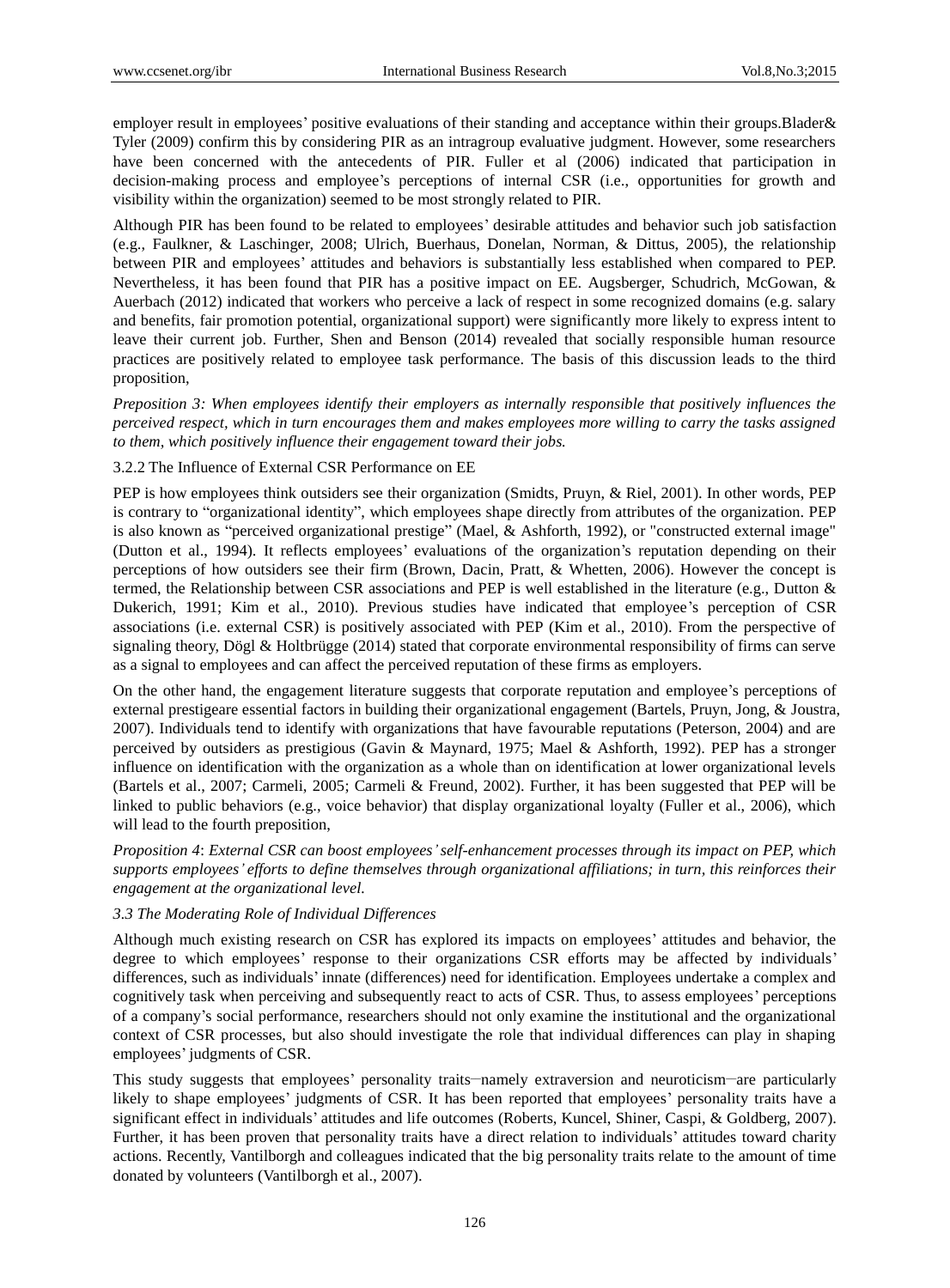employer result in employees' positive evaluations of their standing and acceptance within their groups.Blader& Tyler (2009) confirm this by considering PIR as an intragroup evaluative judgment. However, some researchers have been concerned with the antecedents of PIR. Fuller et al (2006) indicated that participation in decision-making process and employee's perceptions of internal CSR (i.e., opportunities for growth and visibility within the organization) seemed to be most strongly related to PIR.

Although PIR has been found to be related to employees' desirable attitudes and behavior such job satisfaction (e.g., Faulkner, & Laschinger, 2008; Ulrich, Buerhaus, Donelan, Norman, & Dittus, 2005), the relationship between PIR and employees' attitudes and behaviors is substantially less established when compared to PEP. Nevertheless, it has been found that PIR has a positive impact on EE. Augsberger, Schudrich, McGowan, & Auerbach (2012) indicated that workers who perceive a lack of respect in some recognized domains (e.g. salary and benefits, fair promotion potential, organizational support) were significantly more likely to express intent to leave their current job. Further, Shen and Benson (2014) revealed that socially responsible human resource practices are positively related to employee task performance. The basis of this discussion leads to the third proposition,

*Preposition 3: When employees identify their employers as internally responsible that positively influences the perceived respect, which in turn encourages them and makes employees more willing to carry the tasks assigned to them, which positively influence their engagement toward their jobs.*

3.2.2 The Influence of External CSR Performance on EE

PEP is how employees think outsiders see their organization (Smidts, Pruyn, & Riel, 2001). In other words, PEP is contrary to "organizational identity", which employees shape directly from attributes of the organization. PEP is also known as "perceived organizational prestige" (Mael, & Ashforth, 1992), or "constructed external image" (Dutton et al., 1994). It reflects employees' evaluations of the organization's reputation depending on their perceptions of how outsiders see their firm (Brown, Dacin, Pratt, & Whetten, 2006). However the concept is termed, the Relationship between CSR associations and PEP is well established in the literature (e.g., Dutton & Dukerich, 1991; Kim et al., 2010). Previous studies have indicated that employee's perception of CSR associations (i.e. external CSR) is positively associated with PEP (Kim et al., 2010). From the perspective of signaling theory, Dögl & Holtbrügge (2014) stated that corporate environmental responsibility of firms can serve as a signal to employees and can affect the perceived reputation of these firms as employers.

On the other hand, the engagement literature suggests that corporate reputation and employee's perceptions of external prestigeare essential factors in building their organizational engagement (Bartels, Pruyn, Jong, & Joustra, 2007). Individuals tend to identify with organizations that have favourable reputations (Peterson, 2004) and are perceived by outsiders as prestigious (Gavin & Maynard, 1975; Mael & Ashforth, 1992). PEP has a stronger influence on identification with the organization as a whole than on identification at lower organizational levels (Bartels et al., 2007; Carmeli, 2005; Carmeli & Freund, 2002). Further, it has been suggested that PEP will be linked to public behaviors (e.g., voice behavior) that display organizational loyalty (Fuller et al., 2006), which will lead to the fourth preposition,

*Proposition 4: External CSR can boost employees' self-enhancement processes through its impact on PEP, which supports employees' efforts to define themselves through organizational affiliations; in turn, this reinforces their engagement at the organizational level.*

*3.3 The Moderating Role of Individual Differences*

Although much existing research on CSR has explored its impacts on employees' attitudes and behavior, the degree to which employees' response to their organizations CSR efforts may be affected by individuals' differences, such as individuals' innate (differences) need for identification. Employees undertake a complex and cognitively task when perceiving and subsequently react to acts of CSR. Thus, to assess employees' perceptions of a company's social performance, researchers should not only examine the institutional and the organizational context of CSR processes, but also should investigate the role that individual differences can play in shaping employees' judgments of CSR.

This study suggests that employees' personality traits—namely extraversion and neuroticism—are particularly likely to shape employees' judgments of CSR. It has been reported that employees' personality traits have a significant effect in individuals' attitudes and life outcomes (Roberts, Kuncel, Shiner, Caspi, & Goldberg, 2007). Further, it has been proven that personality traits have a direct relation to individuals' attitudes toward charity actions. Recently, Vantilborgh and colleagues indicated that the big personality traits relate to the amount of time donated by volunteers (Vantilborgh et al., 2007).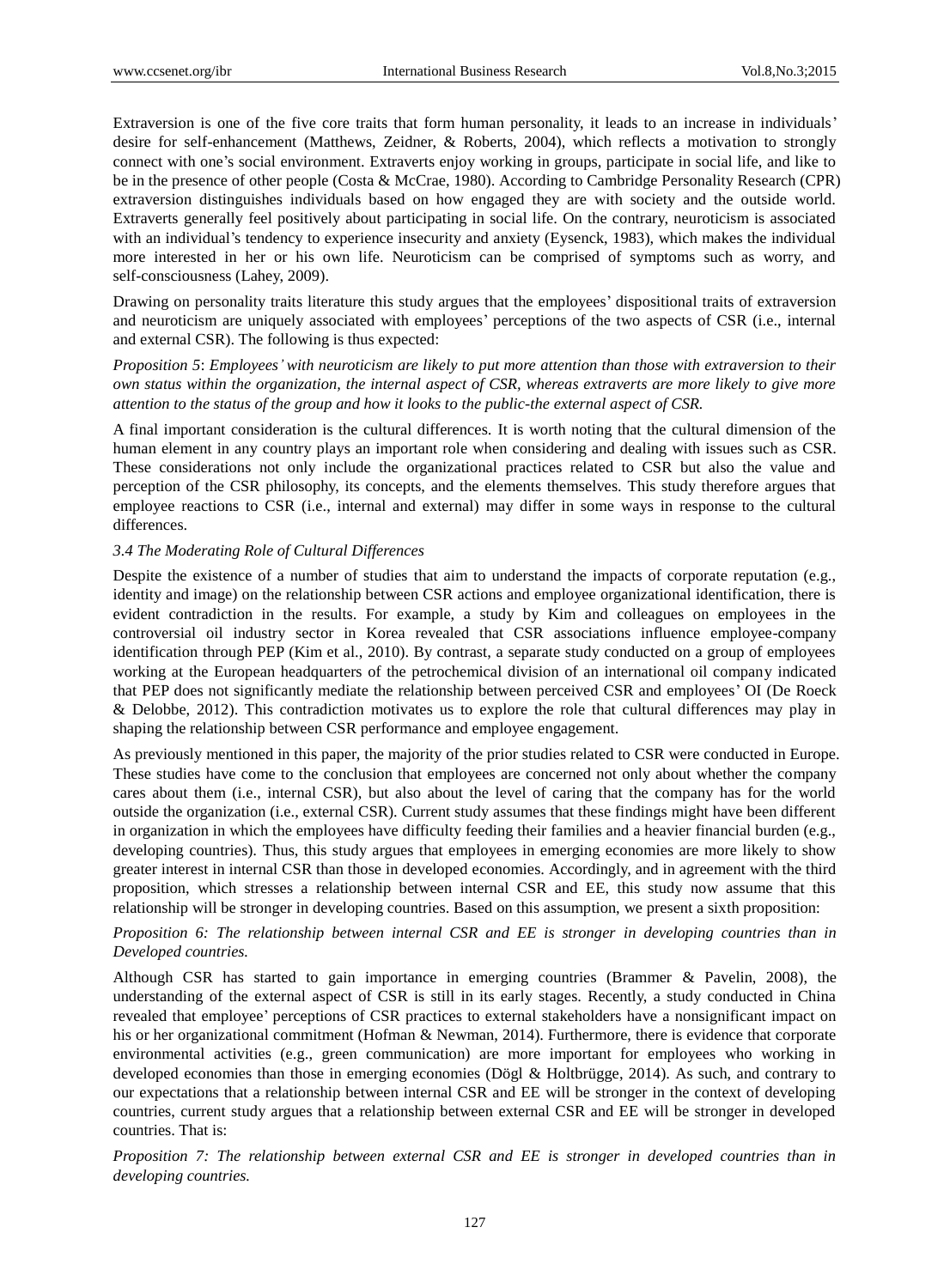Extraversion is one of the five core traits that form human personality, it leads to an increase in individuals' desire for self-enhancement (Matthews, Zeidner, & Roberts, 2004), which reflects a motivation to strongly connect with one's social environment. Extraverts enjoy working in groups, participate in social life, and like to be in the presence of other people (Costa & McCrae, 1980). According to Cambridge Personality Research (CPR) extraversion distinguishes individuals based on how engaged they are with society and the outside world. Extraverts generally feel positively about participating in social life. On the contrary, neuroticism is associated with an individual's tendency to experience insecurity and anxiety (Eysenck, 1983), which makes the individual more interested in her or his own life. Neuroticism can be comprised of symptoms such as worry, and self-consciousness (Lahey, 2009).

Drawing on personality traits literature this study argues that the employees' dispositional traits of extraversion and neuroticism are uniquely associated with employees' perceptions of the two aspects of CSR (i.e., internal and external CSR). The following is thus expected:

*Proposition 5*: *Employees' with neuroticism are likely to put more attention than those with extraversion to their own status within the organization, the internal aspect of CSR, whereas extraverts are more likely to give more attention to the status of the group and how it looks to the public-the external aspect of CSR.*

A final important consideration is the cultural differences. It is worth noting that the cultural dimension of the human element in any country plays an important role when considering and dealing with issues such as CSR. These considerations not only include the organizational practices related to CSR but also the value and perception of the CSR philosophy, its concepts, and the elements themselves. This study therefore argues that employee reactions to CSR (i.e., internal and external) may differ in some ways in response to the cultural differences.

### *3.4 The Moderating Role of Cultural Differences*

Despite the existence of a number of studies that aim to understand the impacts of corporate reputation (e.g., identity and image) on the relationship between CSR actions and employee organizational identification, there is evident contradiction in the results. For example, a study by Kim and colleagues on employees in the controversial oil industry sector in Korea revealed that CSR associations influence employee-company identification through PEP (Kim et al., 2010). By contrast, a separate study conducted on a group of employees working at the European headquarters of the petrochemical division of an international oil company indicated that PEP does not significantly mediate the relationship between perceived CSR and employees' OI (De Roeck & Delobbe, 2012). This contradiction motivates us to explore the role that cultural differences may play in shaping the relationship between CSR performance and employee engagement.

As previously mentioned in this paper, the majority of the prior studies related to CSR were conducted in Europe. These studies have come to the conclusion that employees are concerned not only about whether the company cares about them (i.e., internal CSR), but also about the level of caring that the company has for the world outside the organization (i.e., external CSR). Current study assumes that these findings might have been different in organization in which the employees have difficulty feeding their families and a heavier financial burden (e.g., developing countries). Thus, this study argues that employees in emerging economies are more likely to show greater interest in internal CSR than those in developed economies. Accordingly, and in agreement with the third proposition, which stresses a relationship between internal CSR and EE, this study now assume that this relationship will be stronger in developing countries. Based on this assumption, we present a sixth proposition:

*Proposition 6: The relationship between internal CSR and EE is stronger in developing countries than in Developed countries.*

Although CSR has started to gain importance in emerging countries (Brammer & Pavelin, 2008), the understanding of the external aspect of CSR is still in its early stages. Recently, a study conducted in China revealed that employee' perceptions of CSR practices to external stakeholders have a nonsignificant impact on his or her organizational commitment (Hofman & Newman, 2014). Furthermore, there is evidence that corporate environmental activities (e.g., green communication) are more important for employees who working in developed economies than those in emerging economies (Dögl & Holtbrügge, 2014). As such, and contrary to our expectations that a relationship between internal CSR and EE will be stronger in the context of developing countries, current study argues that a relationship between external CSR and EE will be stronger in developed countries. That is:

*Proposition 7: The relationship between external CSR and EE is stronger in developed countries than in developing countries.*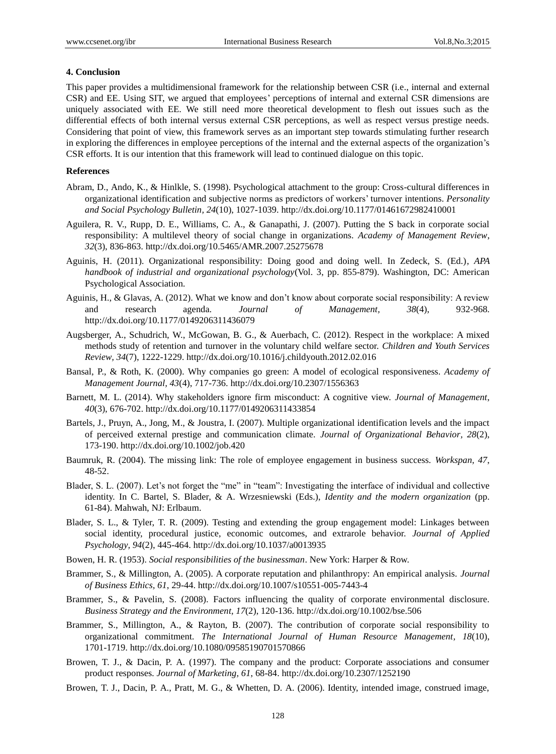## 4. Conclusion

This paper provides a multidimensional framework for the relationship between CSR (i.e., internal and external CSR) and EE. Using SIT, we argued that employees' perceptions of internal and external CSR dimensions are uniquely associated with EE. We still need more theoretical development to flesh out issues such as the differential effects of both internal versus external CSR perceptions, as well as respect versus prestige needs. Considering that point of view, this framework serves as an important step towards stimulating further research in exploring the differences in employee perceptions of the internal and the external aspects of the organization's CSR efforts. It is our intention that this framework will lead to continued dialogue on this topic.

## References

Abram, D., Ando, K., & Hinlkle, S. (1998). Psychological attachment to the group: Cross-cultural differences in organizational identification and subjective norms as predictors of workers' turnover intentions. *Personality and Social Psychology Bulletin, 24*(10), 1027-1039. http://dx.doi.org/10.1177/01461672982410001

Aguilera, R. V., Rupp, D. E., Williams, C. A., & Ganapathi, J. (2007). Putting the S back in corporate social responsibility: A multilevel theory of social change in organizations. *Academy of Management Review, 32*(3), 836-863. http://dx.doi.org/10.5465/AMR.2007.25275678

Aguinis, H. (2011). Organizational responsibility: Doing good and doing well. In Zedeck, S. (Ed.), *APA handbook of industrial and organizational psychology*(Vol. 3, pp. 855-879). Washington, DC: American Psychological Association.

Aguinis, H., & Glavas, A. (2012). What we know and don't know about corporate social responsibility: A review and research agenda. *Journal of Management, 38*(4), 932-968. http://dx.doi.org/10.1177/0149206311436079

Augsberger, A., Schudrich, W., McGowan, B. G., & Auerbach, C. (2012). Respect in the workplace: A mixed methods study of retention and turnover in the voluntary child welfare sector. *Children and Youth Services Review, 34*(7), 1222-1229. http://dx.doi.org/10.1016/j.childyouth.2012.02.016

Bansal, P., & Roth, K. (2000). Why companies go green: A model of ecological responsiveness. *Academy of Management Journal, 43*(4), 717-736. http://dx.doi.org/10.2307/1556363

Barnett, M. L. (2014). Why stakeholders ignore firm misconduct: A cognitive view. *Journal of Management, 40*(3), 676-702. http://dx.doi.org/10.1177/0149206311433854

Bartels, J., Pruyn, A., Jong, M., & Joustra, I. (2007). Multiple organizational identification levels and the impact of perceived external prestige and communication climate. *Journal of Organizational Behavior, 28*(2), 173-190. http://dx.doi.org/10.1002/job.420

Baumruk, R. (2004). The missing link: The role of employee engagement in business success. *Workspan, 47*, 48-52.

Blader, S. L. (2007). Let's not forget the "me" in "team": Investigating the interface of individual and collective identity. In C. Bartel, S. Blader, & A. Wrzesniewski (Eds.), *Identity and the modern organization* (pp. 61-84). Mahwah, NJ: Erlbaum.

Blader, S. L., & Tyler, T. R. (2009). Testing and extending the group engagement model: Linkages between social identity, procedural justice, economic outcomes, and extrarole behavior. *Journal of Applied Psychology, 94*(2), 445-464. http://dx.doi.org/10.1037/a0013935

Bowen, H. R. (1953). *Social responsibilities of the businessman*. New York: Harper & Row.

Brammer, S., & Millington, A. (2005). A corporate reputation and philanthropy: An empirical analysis. *Journal of Business Ethics, 61*, 29-44. http://dx.doi.org/10.1007/s10551-005-7443-4

Brammer, S., & Pavelin, S. (2008). Factors influencing the quality of corporate environmental disclosure. *Business Strategy and the Environment, 17*(2), 120-136. http://dx.doi.org/10.1002/bse.506

Brammer, S., Millington, A., & Rayton, B. (2007). The contribution of corporate social responsibility to organizational commitment. *The International Journal of Human Resource Management, 18*(10), 1701-1719. http://dx.doi.org/10.1080/09585190701570866

Browen, T. J., & Dacin, P. A. (1997). The company and the product: Corporate associations and consumer product responses. *Journal of Marketing, 61*, 68-84. http://dx.doi.org/10.2307/1252190

Browen, T. J., Dacin, P. A., Pratt, M. G., & Whetten, D. A. (2006). Identity, intended image, construed image,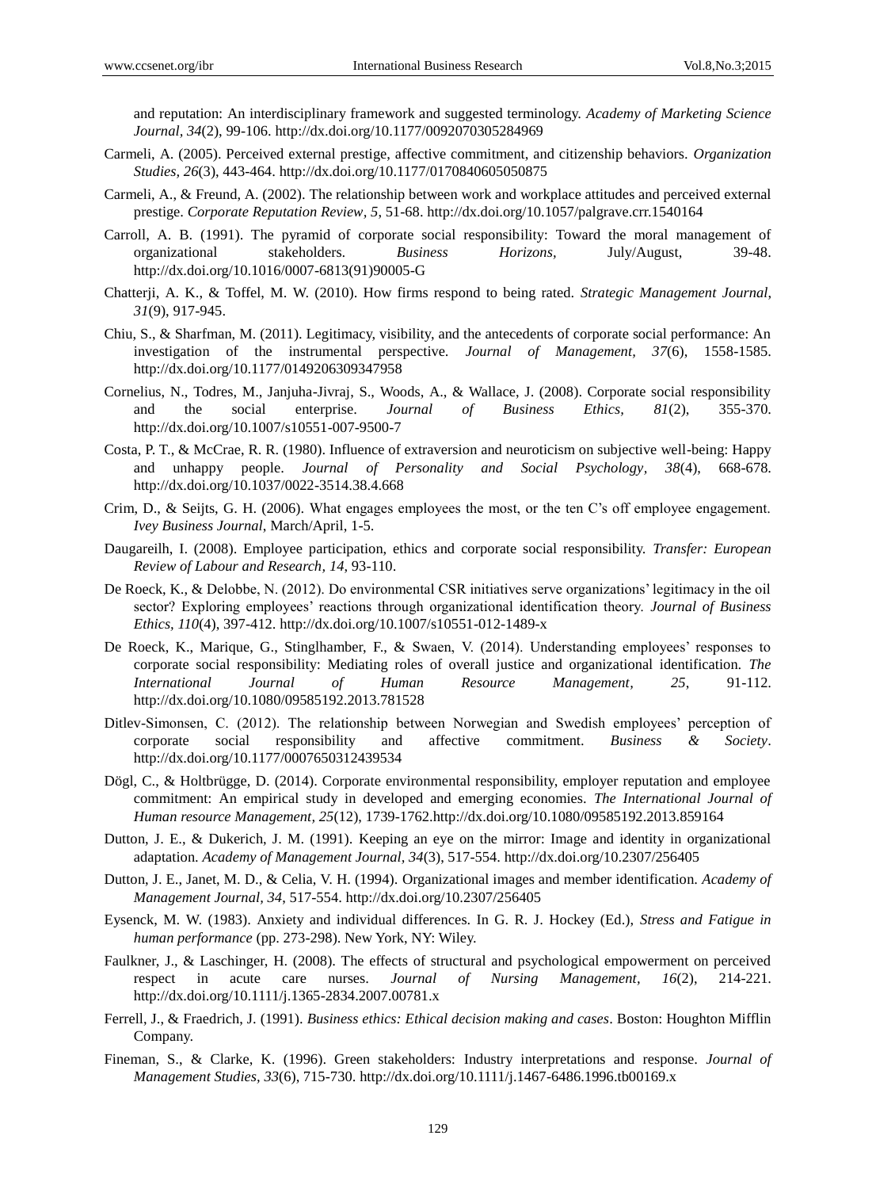and reputation: An interdisciplinary framework and suggested terminology. *Academy of Marketing Science Journal, 34*(2), 99-106. http://dx.doi.org/10.1177/0092070305284969

Carmeli, A. (2005). Perceived external prestige, affective commitment, and citizenship behaviors. *Organization Studies, 26*(3), 443-464. http://dx.doi.org/10.1177/0170840605050875

Carmeli, A., & Freund, A. (2002). The relationship between work and workplace attitudes and perceived external prestige. *Corporate Reputation Review, 5*, 51-68. http://dx.doi.org/10.1057/palgrave.crr.1540164

Carroll, A. B. (1991). The pyramid of corporate social responsibility: Toward the moral management of organizational stakeholders. *Business Horizons*, July/August, 39-48. http://dx.doi.org/10.1016/0007-6813(91)90005-G

Chatterji, A. K., & Toffel, M. W. (2010). How firms respond to being rated. *Strategic Management Journal, 31*(9), 917-945.

Chiu, S., & Sharfman, M. (2011). Legitimacy, visibility, and the antecedents of corporate social performance: An investigation of the instrumental perspective. *Journal of Management, 37*(6), 1558-1585. http://dx.doi.org/10.1177/0149206309347958

Cornelius, N., Todres, M., Janjuha-Jivraj, S., Woods, A., & Wallace, J. (2008). Corporate social responsibility and the social enterprise. *Journal of Business Ethics, 81*(2), 355-370. http://dx.doi.org/10.1007/s10551-007-9500-7

Costa, P. T., & McCrae, R. R. (1980). Influence of extraversion and neuroticism on subjective well-being: Happy and unhappy people. *Journal of Personality and Social Psychology, 38*(4), 668-678. http://dx.doi.org/10.1037/0022-3514.38.4.668

Crim, D., & Seijts, G. H. (2006). What engages employees the most, or the ten C's off employee engagement. *Ivey Business Journal*, March/April, 1-5.

Daugareilh, I. (2008). Employee participation, ethics and corporate social responsibility. *Transfer: European Review of Labour and Research, 14*, 93-110.

De Roeck, K., & Delobbe, N. (2012). Do environmental CSR initiatives serve organizations' legitimacy in the oil sector? Exploring employees' reactions through organizational identification theory. *Journal of Business Ethics, 110*(4), 397-412. http://dx.doi.org/10.1007/s10551-012-1489-x

De Roeck, K., Marique, G., Stinglhamber, F., & Swaen, V. (2014). Understanding employees' responses to corporate social responsibility: Mediating roles of overall justice and organizational identification. *The International Journal of Human Resource Management, 25*, 91-112. http://dx.doi.org/10.1080/09585192.2013.781528

Ditlev-Simonsen, C. (2012). The relationship between Norwegian and Swedish employees' perception of corporate social responsibility and affective commitment. *Business & Society*. http://dx.doi.org/10.1177/0007650312439534

Dögl, C., & Holtbrügge, D. (2014). Corporate environmental responsibility, employer reputation and employee commitment: An empirical study in developed and emerging economies. *The International Journal of Human resource Management, 25*(12), 1739-1762.http://dx.doi.org/10.1080/09585192.2013.859164

Dutton, J. E., & Dukerich, J. M. (1991). Keeping an eye on the mirror: Image and identity in organizational adaptation. *Academy of Management Journal, 34*(3), 517-554. http://dx.doi.org/10.2307/256405

Dutton, J. E., Janet, M. D., & Celia, V. H. (1994). Organizational images and member identification. *Academy of Management Journal, 34*, 517-554. http://dx.doi.org/10.2307/256405

Eysenck, M. W. (1983). Anxiety and individual differences. In G. R. J. Hockey (Ed.), *Stress and Fatigue in human performance* (pp. 273-298). New York, NY: Wiley.

Faulkner, J., & Laschinger, H. (2008). The effects of structural and psychological empowerment on perceived respect in acute care nurses. *Journal of Nursing Management, 16*(2), 214-221. http://dx.doi.org/10.1111/j.1365-2834.2007.00781.x

Ferrell, J., & Fraedrich, J. (1991). *Business ethics: Ethical decision making and cases*. Boston: Houghton Mifflin Company.

Fineman, S., & Clarke, K. (1996). Green stakeholders: Industry interpretations and response. *Journal of Management Studies, 33*(6), 715-730. http://dx.doi.org/10.1111/j.1467-6486.1996.tb00169.x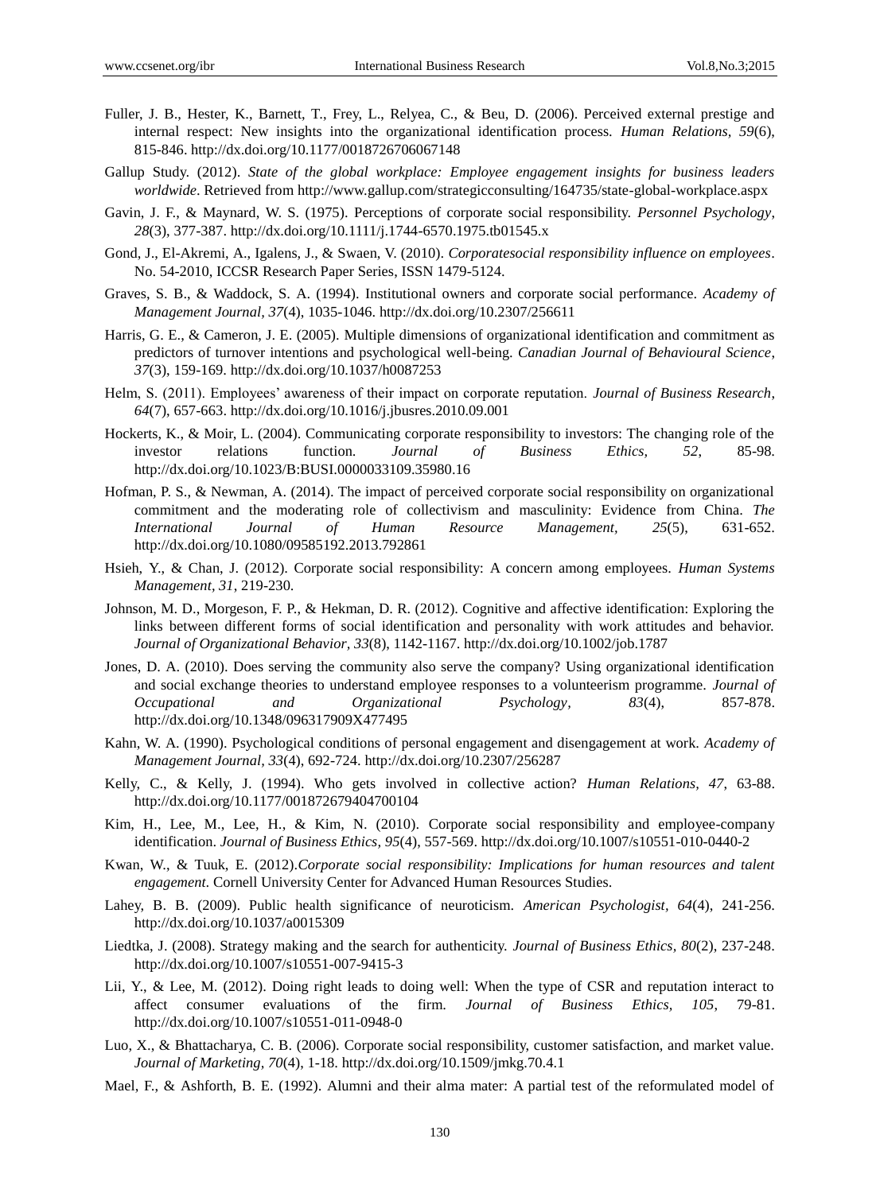Fuller, J. B., Hester, K., Barnett, T., Frey, L., Relyea, C., & Beu, D. (2006). Perceived external prestige and internal respect: New insights into the organizational identification process. *Human Relations, 59*(6), 815-846. http://dx.doi.org/10.1177/0018726706067148

Gallup Study. (2012). *State of the global workplace: Employee engagement insights for business leaders worldwide*. Retrieved from http://www.gallup.com/strategicconsulting/164735/state-global-workplace.aspx

Gavin, J. F., & Maynard, W. S. (1975). Perceptions of corporate social responsibility. *Personnel Psychology*, *28*(3), 377-387. http://dx.doi.org/10.1111/j.1744-6570.1975.tb01545.x

Gond, J., El-Akremi, A., Igalens, J., & Swaen, V. (2010). *Corporatesocial responsibility influence on employees*. No. 54-2010, ICCSR Research Paper Series, ISSN 1479-5124.

Graves, S. B., & Waddock, S. A. (1994). Institutional owners and corporate social performance. *Academy of Management Journal, 37*(4), 1035-1046. http://dx.doi.org/10.2307/256611

Harris, G. E., & Cameron, J. E. (2005). Multiple dimensions of organizational identification and commitment as predictors of turnover intentions and psychological well-being. *Canadian Journal of Behavioural Science*, *37*(3), 159-169. http://dx.doi.org/10.1037/h0087253

Helm, S. (2011). Employees' awareness of their impact on corporate reputation. *Journal of Business Research*, *64*(7), 657-663. http://dx.doi.org/10.1016/j.jbusres.2010.09.001

Hockerts, K., & Moir, L. (2004). Communicating corporate responsibility to investors: The changing role of the investor relations function. *Journal of Business Ethics, 52*, 85-98. http://dx.doi.org/10.1023/B:BUSI.0000033109.35980.16

Hofman, P. S., & Newman, A. (2014). The impact of perceived corporate social responsibility on organizational commitment and the moderating role of collectivism and masculinity: Evidence from China. *The International Journal of Human Resource Management, 25*(5), 631-652. http://dx.doi.org/10.1080/09585192.2013.792861

Hsieh, Y., & Chan, J. (2012). Corporate social responsibility: A concern among employees. *Human Systems Management, 31*, 219-230.

Johnson, M. D., Morgeson, F. P., & Hekman, D. R. (2012). Cognitive and affective identification: Exploring the links between different forms of social identification and personality with work attitudes and behavior. *Journal of Organizational Behavior, 33*(8), 1142-1167. http://dx.doi.org/10.1002/job.1787

Jones, D. A. (2010). Does serving the community also serve the company? Using organizational identification and social exchange theories to understand employee responses to a volunteerism programme. *Journal of Occupational and Organizational Psychology, 83*(4), 857-878. http://dx.doi.org/10.1348/096317909X477495

Kahn, W. A. (1990). Psychological conditions of personal engagement and disengagement at work. *Academy of Management Journal, 33*(4), 692-724. http://dx.doi.org/10.2307/256287

Kelly, C., & Kelly, J. (1994). Who gets involved in collective action? *Human Relations, 47*, 63-88. http://dx.doi.org/10.1177/001872679404700104

Kim, H., Lee, M., Lee, H., & Kim, N. (2010). Corporate social responsibility and employee-company identification. *Journal of Business Ethics, 95*(4), 557-569. http://dx.doi.org/10.1007/s10551-010-0440-2

Kwan, W., & Tuuk, E. (2012).*Corporate social responsibility: Implications for human resources and talent engagement*. Cornell University Center for Advanced Human Resources Studies.

Lahey, B. B. (2009). Public health significance of neuroticism. *American Psychologist, 64*(4), 241-256. http://dx.doi.org/10.1037/a0015309

Liedtka, J. (2008). Strategy making and the search for authenticity. *Journal of Business Ethics, 80*(2), 237-248. http://dx.doi.org/10.1007/s10551-007-9415-3

Lii, Y., & Lee, M. (2012). Doing right leads to doing well: When the type of CSR and reputation interact to affect consumer evaluations of the firm. *Journal of Business Ethics, 105*, 79-81. http://dx.doi.org/10.1007/s10551-011-0948-0

Luo, X., & Bhattacharya, C. B. (2006). Corporate social responsibility, customer satisfaction, and market value. *Journal of Marketing, 70*(4), 1-18. http://dx.doi.org/10.1509/jmkg.70.4.1

Mael, F., & Ashforth, B. E. (1992). Alumni and their alma mater: A partial test of the reformulated model of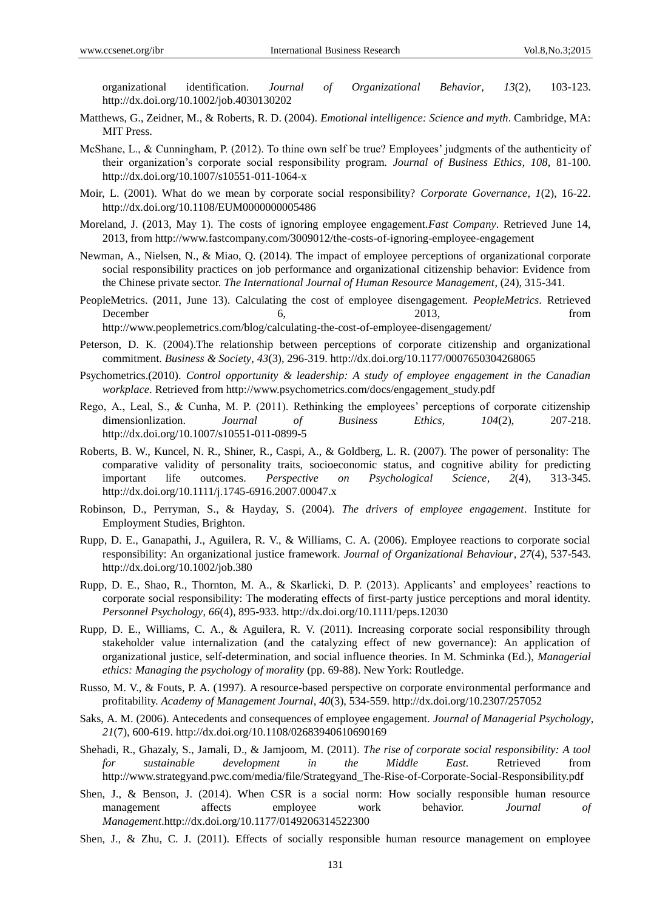organizational identification. *Journal of Organizational Behavior, 13*(2), 103-123. http://dx.doi.org/10.1002/job.4030130202

Matthews, G., Zeidner, M., & Roberts, R. D. (2004). *Emotional intelligence: Science and myth*. Cambridge, MA: MIT Press.

McShane, L., & Cunningham, P. (2012). To thine own self be true? Employees' judgments of the authenticity of their organization's corporate social responsibility program. *Journal of Business Ethics, 108*, 81-100. http://dx.doi.org/10.1007/s10551-011-1064-x

Moir, L. (2001). What do we mean by corporate social responsibility? *Corporate Governance, 1*(2), 16-22. http://dx.doi.org/10.1108/EUM0000000005486

Moreland, J. (2013, May 1). The costs of ignoring employee engagement.*Fast Company*. Retrieved June 14, 2013, from http://www.fastcompany.com/3009012/the-costs-of-ignoring-employee-engagement

Newman, A., Nielsen, N., & Miao, Q. (2014). The impact of employee perceptions of organizational corporate social responsibility practices on job performance and organizational citizenship behavior: Evidence from the Chinese private sector. *The International Journal of Human Resource Management*, (24), 315-341.

PeopleMetrics. (2011, June 13). Calculating the cost of employee disengagement. *PeopleMetrics*. Retrieved December 6, 2013, from http://www.peoplemetrics.com/blog/calculating-the-cost-of-employee-disengagement/

Peterson, D. K. (2004).The relationship between perceptions of corporate citizenship and organizational commitment. *Business & Society, 43*(3), 296-319. http://dx.doi.org/10.1177/0007650304268065

Psychometrics.(2010). *Control opportunity & leadership: A study of employee engagement in the Canadian workplace*. Retrieved from http://www.psychometrics.com/docs/engagement_study.pdf

Rego, A., Leal, S., & Cunha, M. P. (2011). Rethinking the employees' perceptions of corporate citizenship dimensionlization. *Journal of Business Ethics, 104*(2), 207-218. http://dx.doi.org/10.1007/s10551-011-0899-5

Roberts, B. W., Kuncel, N. R., Shiner, R., Caspi, A., & Goldberg, L. R. (2007). The power of personality: The comparative validity of personality traits, socioeconomic status, and cognitive ability for predicting important life outcomes. *Perspective on Psychological Science, 2*(4), 313-345. http://dx.doi.org/10.1111/j.1745-6916.2007.00047.x

Robinson, D., Perryman, S., & Hayday, S. (2004). *The drivers of employee engagement*. Institute for Employment Studies, Brighton.

Rupp, D. E., Ganapathi, J., Aguilera, R. V., & Williams, C. A. (2006). Employee reactions to corporate social responsibility: An organizational justice framework. *Journal of Organizational Behaviour, 27*(4), 537-543. http://dx.doi.org/10.1002/job.380

Rupp, D. E., Shao, R., Thornton, M. A., & Skarlicki, D. P. (2013). Applicants' and employees' reactions to corporate social responsibility: The moderating effects of first-party justice perceptions and moral identity. *Personnel Psychology, 66*(4), 895-933. http://dx.doi.org/10.1111/peps.12030

Rupp, D. E., Williams, C. A., & Aguilera, R. V. (2011). Increasing corporate social responsibility through stakeholder value internalization (and the catalyzing effect of new governance): An application of organizational justice, self-determination, and social influence theories. In M. Schminka (Ed.), *Managerial ethics: Managing the psychology of morality* (pp. 69-88). New York: Routledge.

Russo, M. V., & Fouts, P. A. (1997). A resource-based perspective on corporate environmental performance and profitability. *Academy of Management Journal, 40*(3), 534-559. http://dx.doi.org/10.2307/257052

Saks, A. M. (2006). Antecedents and consequences of employee engagement. *Journal of Managerial Psychology, 21*(7), 600-619. http://dx.doi.org/10.1108/02683940610690169

Shehadi, R., Ghazaly, S., Jamali, D., & Jamjoom, M. (2011). *The rise of corporate social responsibility: A tool for sustainable development in the Middle East.* Retrieved from http://www.strategyand.pwc.com/media/file/Strategyand_The-Rise-of-Corporate-Social-Responsibility.pdf

Shen, J., & Benson, J. (2014). When CSR is a social norm: How socially responsible human resource management affects employee work behavior. *Journal of Management*.http://dx.doi.org/10.1177/0149206314522300

Shen, J., & Zhu, C. J. (2011). Effects of socially responsible human resource management on employee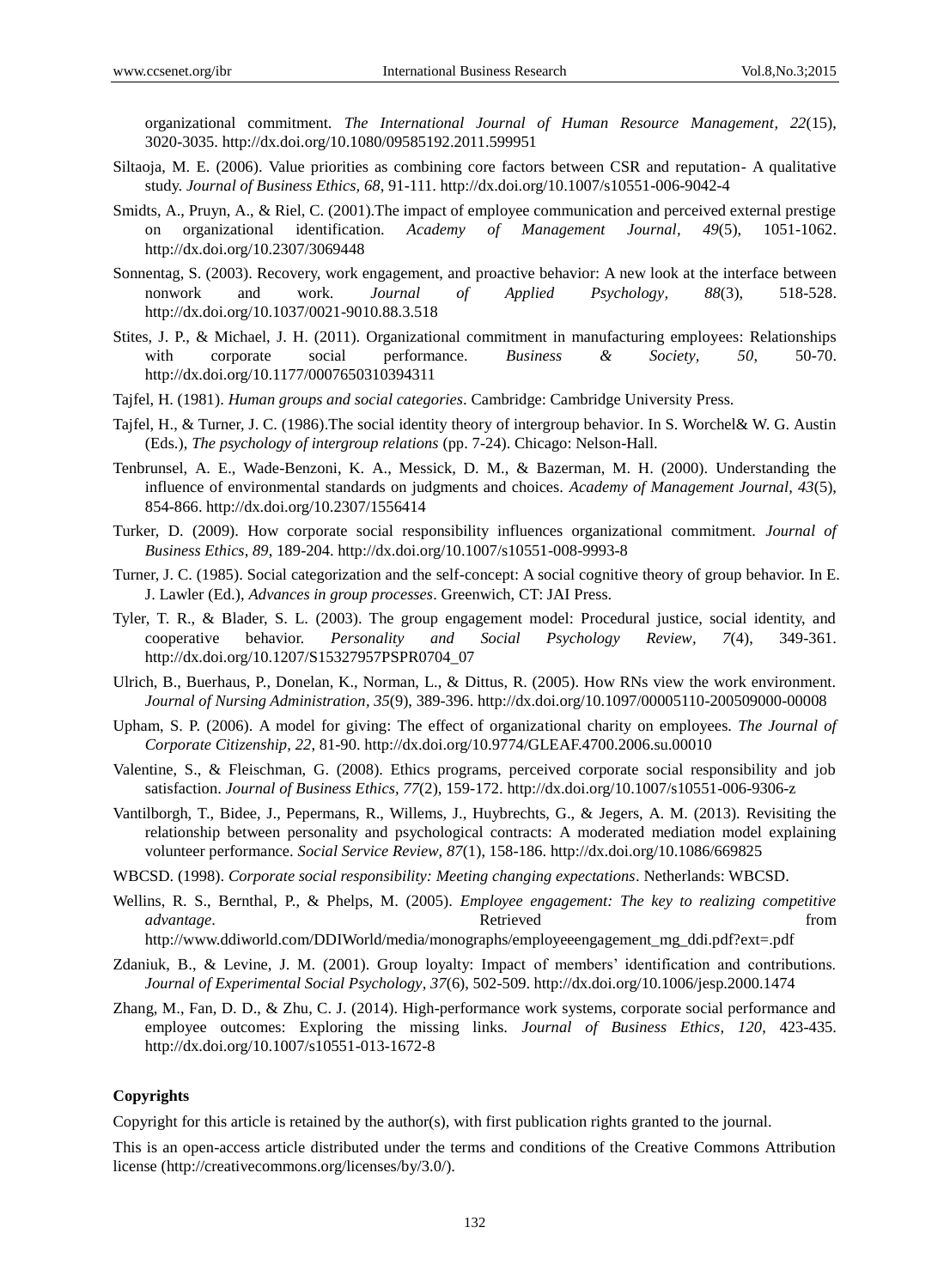organizational commitment. *The International Journal of Human Resource Management, 22*(15), 3020-3035. http://dx.doi.org/10.1080/09585192.2011.599951

Siltaoja, M. E. (2006). Value priorities as combining core factors between CSR and reputation- A qualitative study. *Journal of Business Ethics, 68*, 91-111. http://dx.doi.org/10.1007/s10551-006-9042-4

Smidts, A., Pruyn, A., & Riel, C. (2001).The impact of employee communication and perceived external prestige on organizational identification. *Academy of Management Journal*, *49*(5), 1051-1062. http://dx.doi.org/10.2307/3069448

Sonnentag, S. (2003). Recovery, work engagement, and proactive behavior: A new look at the interface between nonwork and work. *Journal of Applied Psychology, 88*(3), 518-528. http://dx.doi.org/10.1037/0021-9010.88.3.518

Stites, J. P., & Michael, J. H. (2011). Organizational commitment in manufacturing employees: Relationships with corporate social performance. *Business & Society, 50*, 50-70. http://dx.doi.org/10.1177/0007650310394311

Tajfel, H. (1981). *Human groups and social categories*. Cambridge: Cambridge University Press.

Tajfel, H., & Turner, J. C. (1986).The social identity theory of intergroup behavior. In S. Worchel& W. G. Austin (Eds.), *The psychology of intergroup relations* (pp. 7-24). Chicago: Nelson-Hall.

Tenbrunsel, A. E., Wade-Benzoni, K. A., Messick, D. M., & Bazerman, M. H. (2000). Understanding the influence of environmental standards on judgments and choices. *Academy of Management Journal, 43*(5), 854-866. http://dx.doi.org/10.2307/1556414

Turker, D. (2009). How corporate social responsibility influences organizational commitment. *Journal of Business Ethics, 89*, 189-204. http://dx.doi.org/10.1007/s10551-008-9993-8

Turner, J. C. (1985). Social categorization and the self-concept: A social cognitive theory of group behavior. In E. J. Lawler (Ed.), *Advances in group processes*. Greenwich, CT: JAI Press.

Tyler, T. R., & Blader, S. L. (2003). The group engagement model: Procedural justice, social identity, and cooperative behavior. *Personality and Social Psychology Review, 7*(4), 349-361. http://dx.doi.org/10.1207/S15327957PSPR0704_07

Ulrich, B., Buerhaus, P., Donelan, K., Norman, L., & Dittus, R. (2005). How RNs view the work environment. *Journal of Nursing Administration, 35*(9), 389-396. http://dx.doi.org/10.1097/00005110-200509000-00008

Upham, S. P. (2006). A model for giving: The effect of organizational charity on employees. *The Journal of Corporate Citizenship, 22*, 81-90. http://dx.doi.org/10.9774/GLEAF.4700.2006.su.00010

Valentine, S., & Fleischman, G. (2008). Ethics programs, perceived corporate social responsibility and job satisfaction. *Journal of Business Ethics, 77*(2), 159-172. http://dx.doi.org/10.1007/s10551-006-9306-z

Vantilborgh, T., Bidee, J., Pepermans, R., Willems, J., Huybrechts, G., & Jegers, A. M. (2013). Revisiting the relationship between personality and psychological contracts: A moderated mediation model explaining volunteer performance. *Social Service Review, 87*(1), 158-186. http://dx.doi.org/10.1086/669825

WBCSD. (1998). *Corporate social responsibility: Meeting changing expectations*. Netherlands: WBCSD.

Wellins, R. S., Bernthal, P., & Phelps, M. (2005). *Employee engagement: The key to realizing competitive advantage*. Retrieved from http://www.ddiworld.com/DDIWorld/media/monographs/employeeengagement_mg_ddi.pdf?ext=.pdf

Zdaniuk, B., & Levine, J. M. (2001). Group loyalty: Impact of members' identification and contributions. *Journal of Experimental Social Psychology, 37*(6), 502-509. http://dx.doi.org/10.1006/jesp.2000.1474

Zhang, M., Fan, D. D., & Zhu, C. J. (2014). High-performance work systems, corporate social performance and employee outcomes: Exploring the missing links. *Journal of Business Ethics, 120*, 423-435. http://dx.doi.org/10.1007/s10551-013-1672-8

**Copyrights**

Copyright for this article is retained by the author(s), with first publication rights granted to the journal.

This is an open-access article distributed under the terms and conditions of the Creative Commons Attribution license (http://creativecommons.org/licenses/by/3.0/).